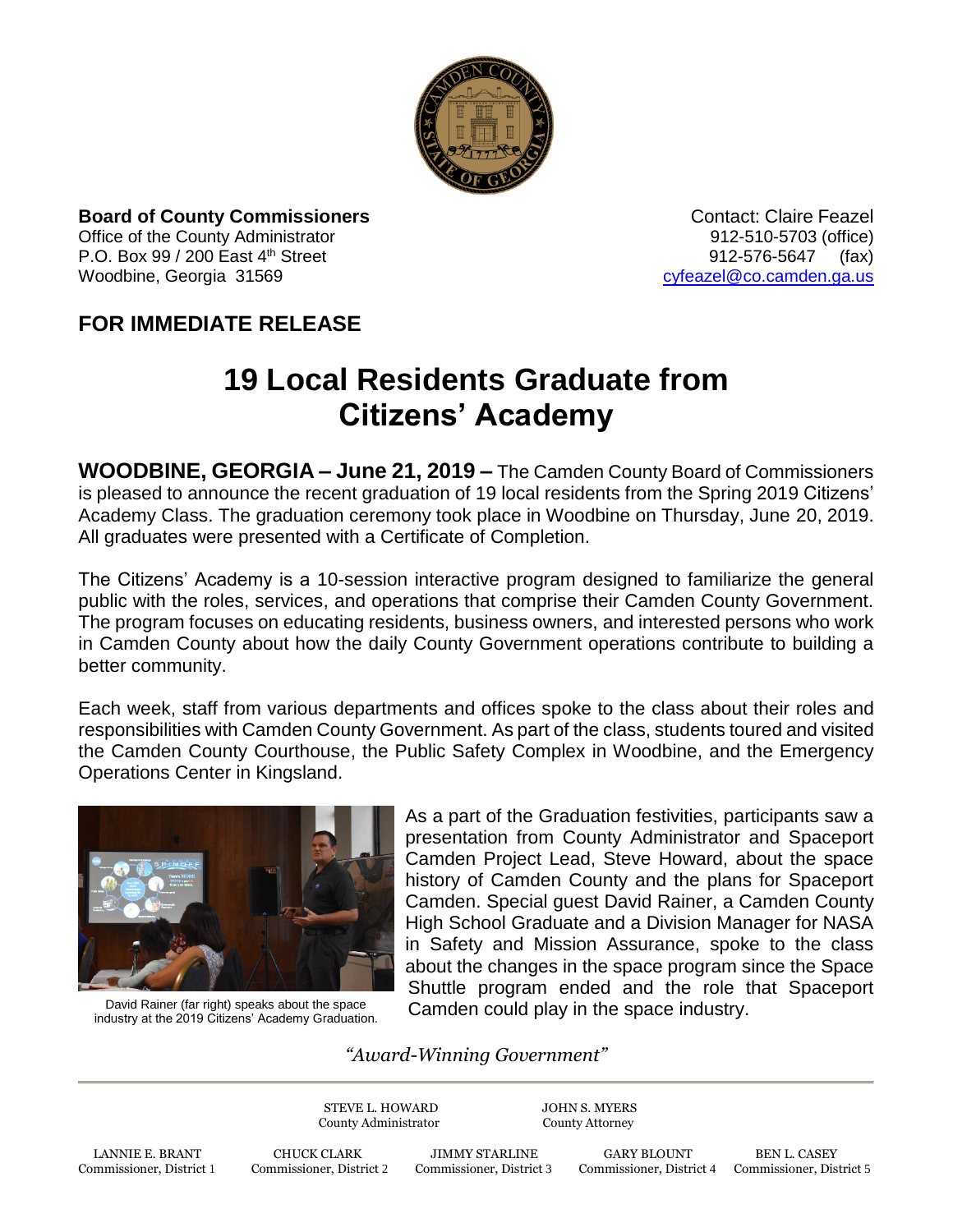**Board of County Commissioners**
Office of the County Administrator
P.O. Box 99 / 200 East 4th Street
Woodbine, Georgia 31569

Contact: Claire Feazel
912-510-5703 (office)
912-576-5647 (fax)
cyfeazel@co.camden.ga.us

**FOR IMMEDIATE RELEASE**

# 19 Local Residents Graduate from Citizens' Academy

**WOODBINE, GEORGIA – June 21, 2019 –** The Camden County Board of Commissioners is pleased to announce the recent graduation of 19 local residents from the Spring 2019 Citizens' Academy Class. The graduation ceremony took place in Woodbine on Thursday, June 20, 2019. All graduates were presented with a Certificate of Completion.

The Citizens' Academy is a 10-session interactive program designed to familiarize the general public with the roles, services, and operations that comprise their Camden County Government. The program focuses on educating residents, business owners, and interested persons who work in Camden County about how the daily County Government operations contribute to building a better community.

Each week, staff from various departments and offices spoke to the class about their roles and responsibilities with Camden County Government. As part of the class, students toured and visited the Camden County Courthouse, the Public Safety Complex in Woodbine, and the Emergency Operations Center in Kingsland.

David Rainer (far right) speaks about the space industry at the 2019 Citizens' Academy Graduation.

As a part of the Graduation festivities, participants saw a presentation from County Administrator and Spaceport Camden Project Lead, Steve Howard, about the space history of Camden County and the plans for Spaceport Camden. Special guest David Rainer, a Camden County High School Graduate and a Division Manager for NASA in Safety and Mission Assurance, spoke to the class about the changes in the space program since the Space Shuttle program ended and the role that Spaceport Camden could play in the space industry.

*"Award-Winning Government"*

STEVE L. HOWARD, County Administrator
JOHN S. MYERS, County Attorney

LANNIE E. BRANT, Commissioner, District 1
CHUCK CLARK, Commissioner, District 2
JIMMY STARLINE, Commissioner, District 3
GARY BLOUNT, Commissioner, District 4
BEN L. CASEY, Commissioner, District 5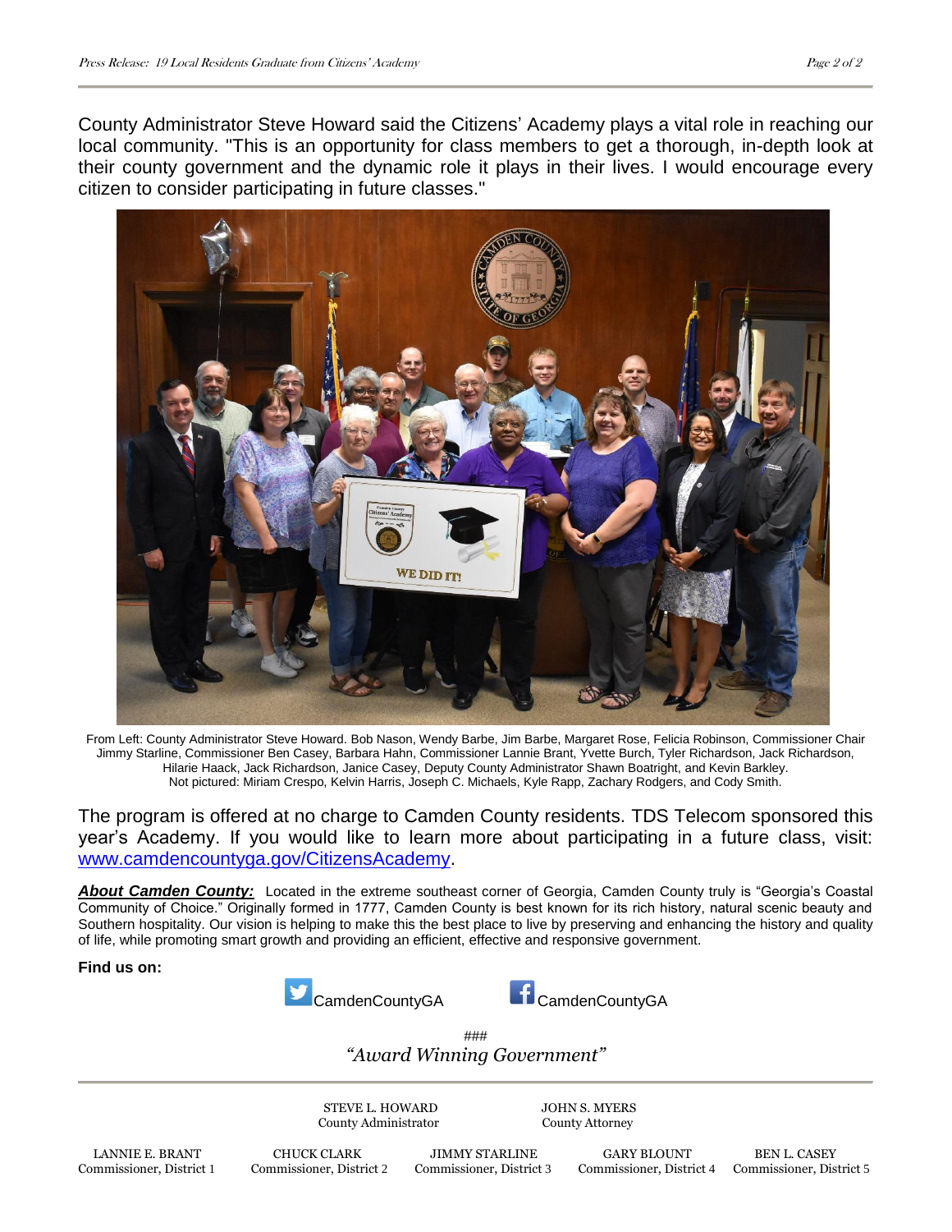County Administrator Steve Howard said the Citizens' Academy plays a vital role in reaching our local community. "This is an opportunity for class members to get a thorough, in-depth look at their county government and the dynamic role it plays in their lives. I would encourage every citizen to consider participating in future classes."

From Left: County Administrator Steve Howard. Bob Nason, Wendy Barbe, Jim Barbe, Margaret Rose, Felicia Robinson, Commissioner Chair Jimmy Starline, Commissioner Ben Casey, Barbara Hahn, Commissioner Lannie Brant, Yvette Burch, Tyler Richardson, Jack Richardson, Hilarie Haack, Jack Richardson, Janice Casey, Deputy County Administrator Shawn Boatright, and Kevin Barkley. Not pictured: Miriam Crespo, Kelvin Harris, Joseph C. Michaels, Kyle Rapp, Zachary Rodgers, and Cody Smith.

The program is offered at no charge to Camden County residents. TDS Telecom sponsored this year's Academy. If you would like to learn more about participating in a future class, visit: [www.camdencountyga.gov/CitizensAcademy](http://www.camdencountyga.gov/CitizensAcademy).

***About Camden County:*** Located in the extreme southeast corner of Georgia, Camden County truly is "Georgia's Coastal Community of Choice." Originally formed in 1777, Camden County is best known for its rich history, natural scenic beauty and Southern hospitality. Our vision is helping to make this the best place to live by preserving and enhancing the history and quality of life, while promoting smart growth and providing an efficient, effective and responsive government.

**Find us on:**

CamdenCountyGA CamdenCountyGA

###

*"Award Winning Government"*

STEVE L. HOWARD
County Administrator

JOHN S. MYERS
County Attorney

LANNIE E. BRANT
Commissioner, District 1

CHUCK CLARK
Commissioner, District 2

JIMMY STARLINE
Commissioner, District 3

GARY BLOUNT
Commissioner, District 4

BEN L. CASEY
Commissioner, District 5